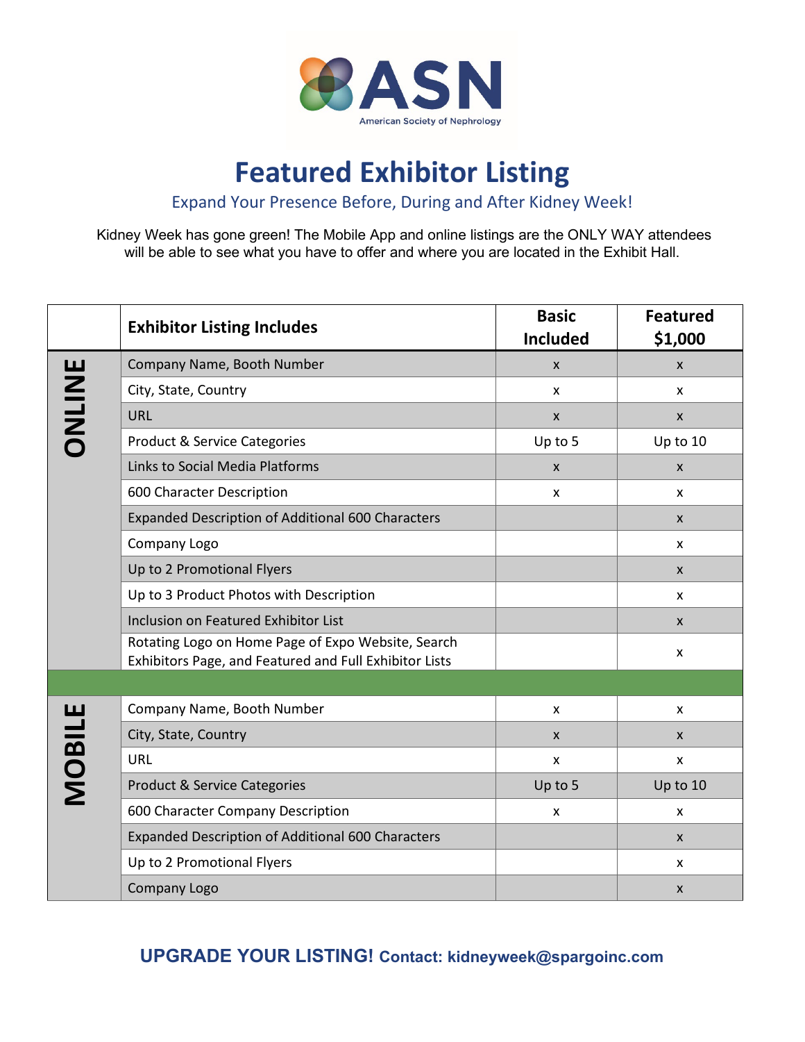ASN

American Society of Nephrology

# Featured Exhibitor Listing

## Expand Your Presence Before, During and After Kidney Week!

Kidney Week has gone green! The Mobile App and online listings are the ONLY WAY attendees will be able to see what you have to offer and where you are located in the Exhibit Hall.

| | **Exhibitor Listing Includes** | **Basic Included** | **Featured $1,000** |
|---|---|---|---|
| **ONLINE** | Company Name, Booth Number | x | x |
| | City, State, Country | x | x |
| | URL | x | x |
| | Product & Service Categories | Up to 5 | Up to 10 |
| | Links to Social Media Platforms | x | x |
| | 600 Character Description | x | x |
| | Expanded Description of Additional 600 Characters | | x |
| | Company Logo | | x |
| | Up to 2 Promotional Flyers | | x |
| | Up to 3 Product Photos with Description | | x |
| | Inclusion on Featured Exhibitor List | | x |
| | Rotating Logo on Home Page of Expo Website, Search Exhibitors Page, and Featured and Full Exhibitor Lists | | x |
| **MOBILE** | Company Name, Booth Number | x | x |
| | City, State, Country | x | x |
| | URL | x | x |
| | Product & Service Categories | Up to 5 | Up to 10 |
| | 600 Character Company Description | x | x |
| | Expanded Description of Additional 600 Characters | | x |
| | Up to 2 Promotional Flyers | | x |
| | Company Logo | | x |

**UPGRADE YOUR LISTING! Contact: kidneyweek@spargoinc.com**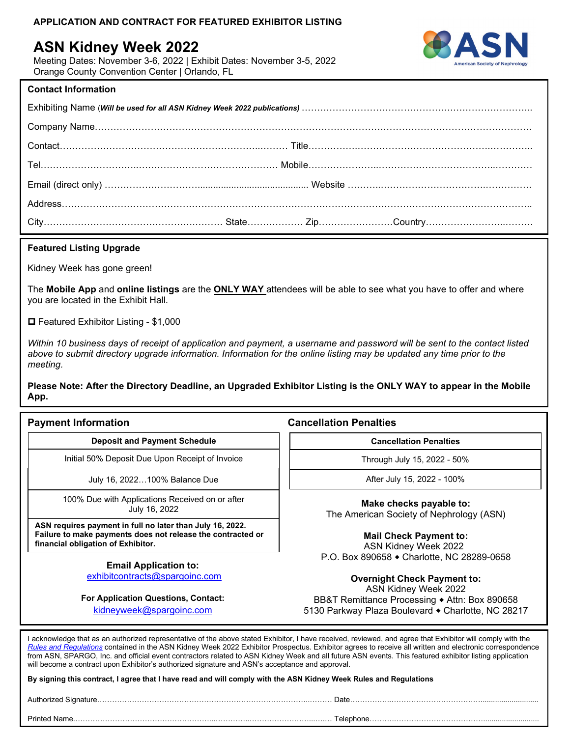APPLICATION AND CONTRACT FOR FEATURED EXHIBITOR LISTING

# ASN Kidney Week 2022

Meeting Dates: November 3-6, 2022 | Exhibit Dates: November 3-5, 2022
Orange County Convention Center | Orlando, FL

## Contact Information

Exhibiting Name (*Will be used for all ASN Kidney Week 2022 publications)* ……………………………………………………………………

Company Name……………………………………………………………………………………………………………………

Contact……………………………………………………………… Title……………………………………………………………

Tel……………………………………………………………… Mobile……………………………………………………………

Email (direct only) ……………………………………… Website ……………………………………………………

Address………………………………………………………………………………………………………………………………

City……………………………………………… State……………… Zip…………………….Country…………………………

## Featured Listing Upgrade

Kidney Week has gone green!

The **Mobile App** and **online listings** are the **ONLY WAY** attendees will be able to see what you have to offer and where you are located in the Exhibit Hall.

☐ Featured Exhibitor Listing - $1,000

*Within 10 business days of receipt of application and payment, a username and password will be sent to the contact listed above to submit directory upgrade information. Information for the online listing may be updated any time prior to the meeting.*

**Please Note: After the Directory Deadline, an Upgraded Exhibitor Listing is the ONLY WAY to appear in the Mobile App.**

## Payment Information

| Deposit and Payment Schedule |
|---|
| Initial 50% Deposit Due Upon Receipt of Invoice |
| July 16, 2022…100% Balance Due |
| 100% Due with Applications Received on or after July 16, 2022 |
| **ASN requires payment in full no later than July 16, 2022. Failure to make payments does not release the contracted or financial obligation of Exhibitor.** |

**Email Application to:**
exhibitcontracts@spargoinc.com

**For Application Questions, Contact:**
kidneyweek@spargoinc.com

## Cancellation Penalties

| Cancellation Penalties |
|---|
| Through July 15, 2022 - 50% |
| After July 15, 2022 - 100% |

**Make checks payable to:**
The American Society of Nephrology (ASN)

**Mail Check Payment to:**
ASN Kidney Week 2022
P.O. Box 890658 ◆ Charlotte, NC 28289-0658

**Overnight Check Payment to:**
ASN Kidney Week 2022
BB&T Remittance Processing ◆ Attn: Box 890658
5130 Parkway Plaza Boulevard ◆ Charlotte, NC 28217

I acknowledge that as an authorized representative of the above stated Exhibitor, I have received, reviewed, and agree that Exhibitor will comply with the *Rules and Regulations* contained in the ASN Kidney Week 2022 Exhibitor Prospectus. Exhibitor agrees to receive all written and electronic correspondence from ASN, SPARGO, Inc. and official event contractors related to ASN Kidney Week and all future ASN events. This featured exhibitor listing application will become a contract upon Exhibitor's authorized signature and ASN's acceptance and approval.

**By signing this contract, I agree that I have read and will comply with the ASN Kidney Week Rules and Regulations**

Authorized Signature……………………………………………………………………………… Date………………………………………………………

Printed Name………………………………………………………………………………………… Telephone………………………………………………